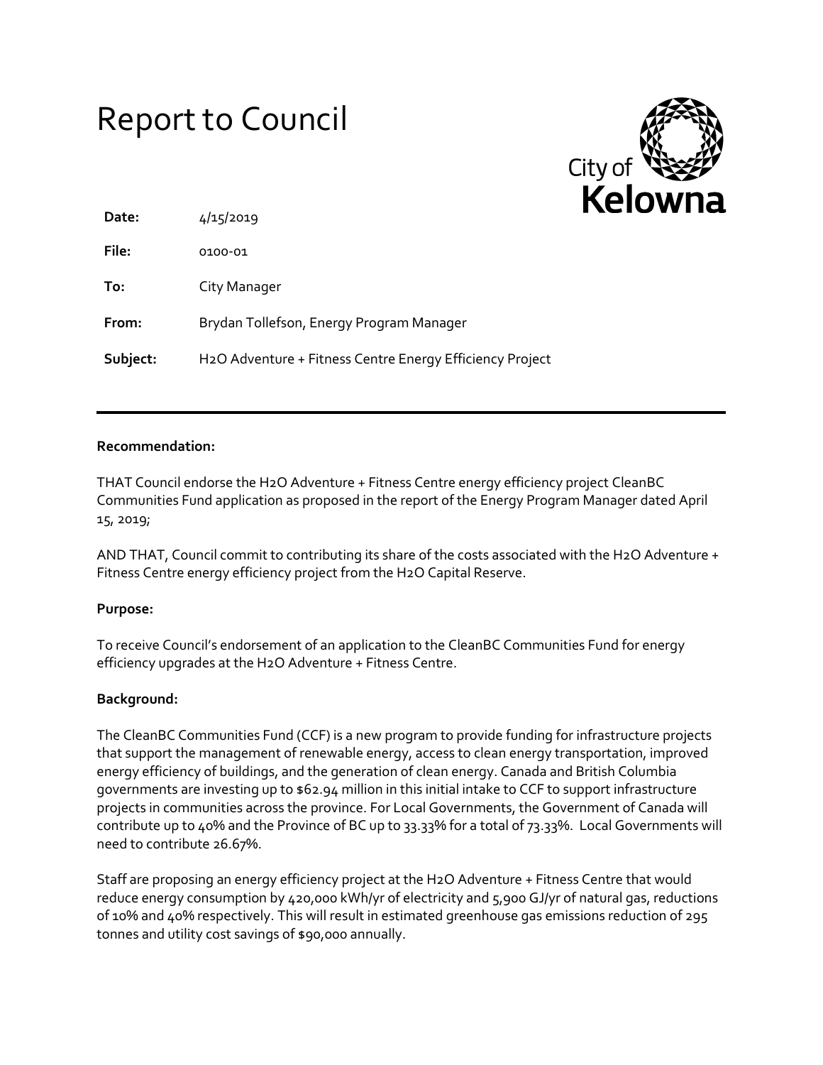# Report to Council

City of **Kelowna**

| | |
|---|---|
| **Date:** | 4/15/2019 |
| **File:** | 0100-01 |
| **To:** | City Manager |
| **From:** | Brydan Tollefson, Energy Program Manager |
| **Subject:** | H2O Adventure + Fitness Centre Energy Efficiency Project |

---

**Recommendation:**

THAT Council endorse the H2O Adventure + Fitness Centre energy efficiency project CleanBC Communities Fund application as proposed in the report of the Energy Program Manager dated April 15, 2019;

AND THAT, Council commit to contributing its share of the costs associated with the H2O Adventure + Fitness Centre energy efficiency project from the H2O Capital Reserve.

**Purpose:**

To receive Council's endorsement of an application to the CleanBC Communities Fund for energy efficiency upgrades at the H2O Adventure + Fitness Centre.

**Background:**

The CleanBC Communities Fund (CCF) is a new program to provide funding for infrastructure projects that support the management of renewable energy, access to clean energy transportation, improved energy efficiency of buildings, and the generation of clean energy. Canada and British Columbia governments are investing up to $62.94 million in this initial intake to CCF to support infrastructure projects in communities across the province. For Local Governments, the Government of Canada will contribute up to 40% and the Province of BC up to 33.33% for a total of 73.33%. Local Governments will need to contribute 26.67%.

Staff are proposing an energy efficiency project at the H2O Adventure + Fitness Centre that would reduce energy consumption by 420,000 kWh/yr of electricity and 5,900 GJ/yr of natural gas, reductions of 10% and 40% respectively. This will result in estimated greenhouse gas emissions reduction of 295 tonnes and utility cost savings of $90,000 annually.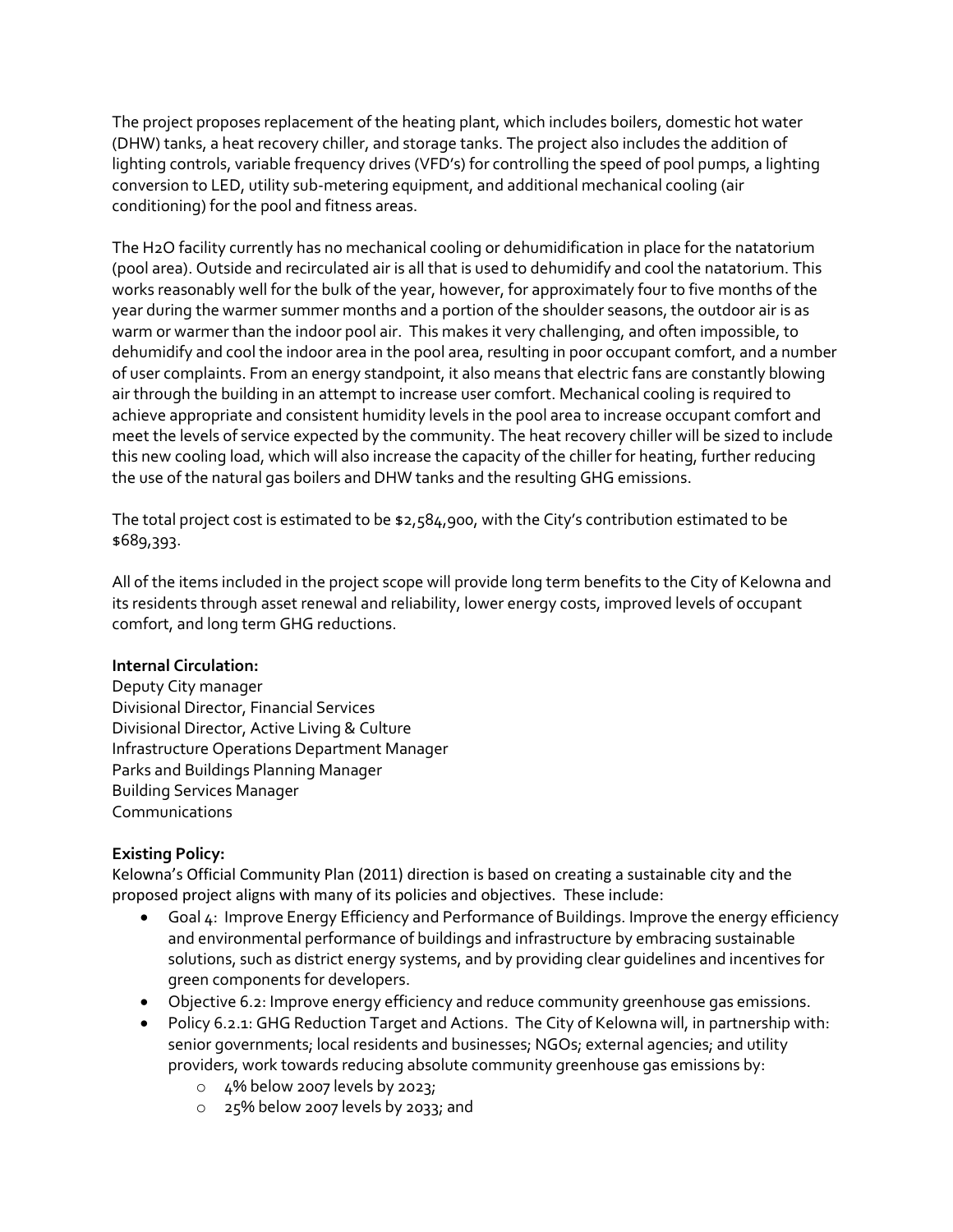The project proposes replacement of the heating plant, which includes boilers, domestic hot water (DHW) tanks, a heat recovery chiller, and storage tanks. The project also includes the addition of lighting controls, variable frequency drives (VFD's) for controlling the speed of pool pumps, a lighting conversion to LED, utility sub-metering equipment, and additional mechanical cooling (air conditioning) for the pool and fitness areas.

The H2O facility currently has no mechanical cooling or dehumidification in place for the natatorium (pool area). Outside and recirculated air is all that is used to dehumidify and cool the natatorium. This works reasonably well for the bulk of the year, however, for approximately four to five months of the year during the warmer summer months and a portion of the shoulder seasons, the outdoor air is as warm or warmer than the indoor pool air. This makes it very challenging, and often impossible, to dehumidify and cool the indoor area in the pool area, resulting in poor occupant comfort, and a number of user complaints. From an energy standpoint, it also means that electric fans are constantly blowing air through the building in an attempt to increase user comfort. Mechanical cooling is required to achieve appropriate and consistent humidity levels in the pool area to increase occupant comfort and meet the levels of service expected by the community. The heat recovery chiller will be sized to include this new cooling load, which will also increase the capacity of the chiller for heating, further reducing the use of the natural gas boilers and DHW tanks and the resulting GHG emissions.

The total project cost is estimated to be $2,584,900, with the City's contribution estimated to be $689,393.

All of the items included in the project scope will provide long term benefits to the City of Kelowna and its residents through asset renewal and reliability, lower energy costs, improved levels of occupant comfort, and long term GHG reductions.

**Internal Circulation:**
Deputy City manager
Divisional Director, Financial Services
Divisional Director, Active Living & Culture
Infrastructure Operations Department Manager
Parks and Buildings Planning Manager
Building Services Manager
Communications

**Existing Policy:**
Kelowna's Official Community Plan (2011) direction is based on creating a sustainable city and the proposed project aligns with many of its policies and objectives. These include:

- Goal 4: Improve Energy Efficiency and Performance of Buildings. Improve the energy efficiency and environmental performance of buildings and infrastructure by embracing sustainable solutions, such as district energy systems, and by providing clear guidelines and incentives for green components for developers.
- Objective 6.2: Improve energy efficiency and reduce community greenhouse gas emissions.
- Policy 6.2.1: GHG Reduction Target and Actions. The City of Kelowna will, in partnership with: senior governments; local residents and businesses; NGOs; external agencies; and utility providers, work towards reducing absolute community greenhouse gas emissions by:
    - 4% below 2007 levels by 2023;
    - 25% below 2007 levels by 2033; and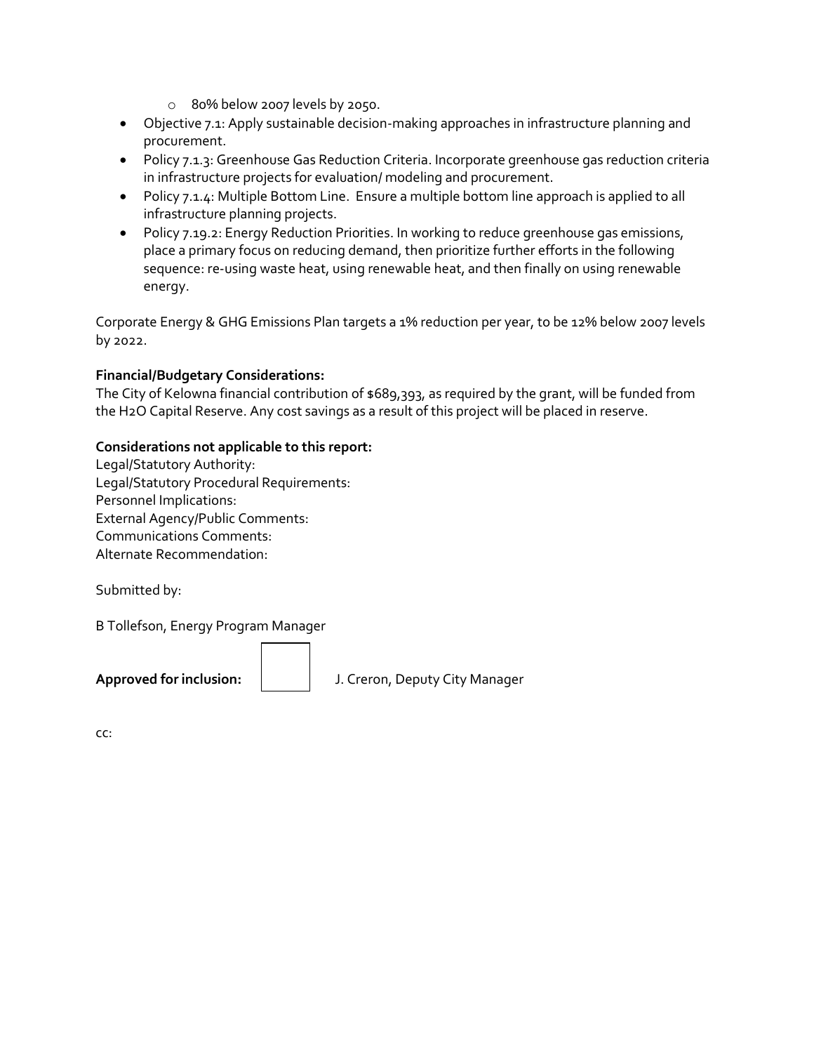- 80% below 2007 levels by 2050.
- Objective 7.1: Apply sustainable decision-making approaches in infrastructure planning and procurement.
- Policy 7.1.3: Greenhouse Gas Reduction Criteria. Incorporate greenhouse gas reduction criteria in infrastructure projects for evaluation/ modeling and procurement.
- Policy 7.1.4: Multiple Bottom Line. Ensure a multiple bottom line approach is applied to all infrastructure planning projects.
- Policy 7.19.2: Energy Reduction Priorities. In working to reduce greenhouse gas emissions, place a primary focus on reducing demand, then prioritize further efforts in the following sequence: re-using waste heat, using renewable heat, and then finally on using renewable energy.

Corporate Energy & GHG Emissions Plan targets a 1% reduction per year, to be 12% below 2007 levels by 2022.

**Financial/Budgetary Considerations:**
The City of Kelowna financial contribution of $689,393, as required by the grant, will be funded from the H2O Capital Reserve. Any cost savings as a result of this project will be placed in reserve.

**Considerations not applicable to this report:**
Legal/Statutory Authority:
Legal/Statutory Procedural Requirements:
Personnel Implications:
External Agency/Public Comments:
Communications Comments:
Alternate Recommendation:

Submitted by:

B Tollefson, Energy Program Manager

**Approved for inclusion:** J. Creron, Deputy City Manager

cc: